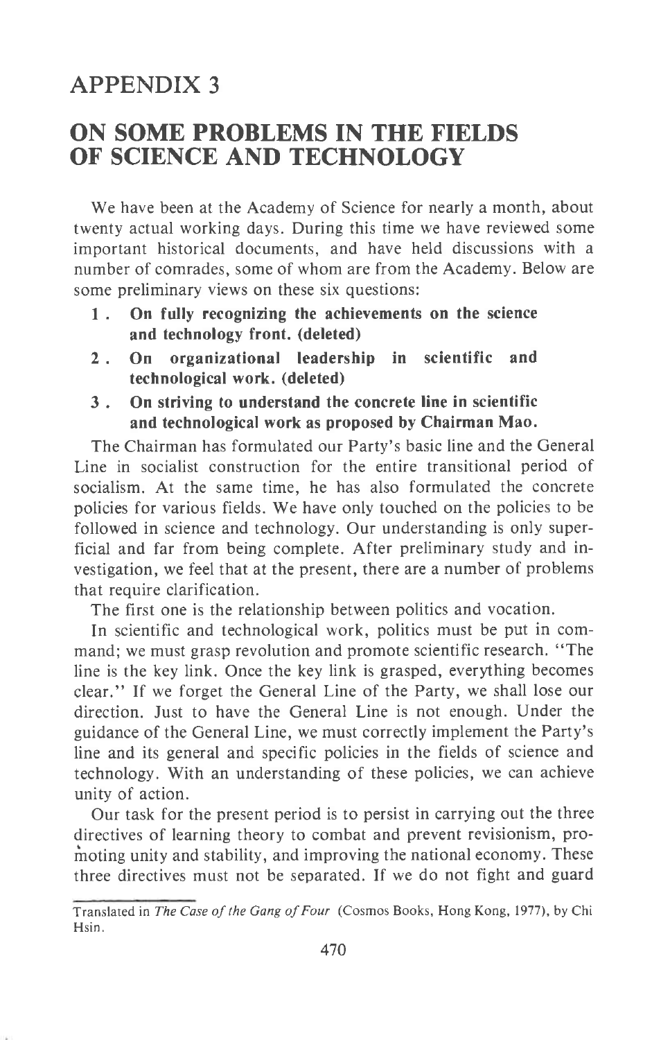# APPENDIX 3

## ON SOME PROBLEMS IN THE FIELDS OF SCIENCE AND TECHNOLOGY

We have been at the Academy of Science for nearly a month, about twenty actual working days. During this time we have reviewed some important historical documents, and have held discussions with a number of comrades, some of whom are from the Academy. Below are some preliminary views on these six questions:

1. **On fully recognizing the achievements on the science and technology front. (deleted)**
2. **On organizational leadership in scientific and technological work. (deleted)**
3. **On striving to understand the concrete line in scientific and technological work as proposed by Chairman Mao.**

The Chairman has formulated our Party's basic line and the General Line in socialist construction for the entire transitional period of socialism. At the same time, he has also formulated the concrete policies for various fields. We have only touched on the policies to be followed in science and technology. Our understanding is only superficial and far from being complete. After preliminary study and investigation, we feel that at the present, there are a number of problems that require clarification.

The first one is the relationship between politics and vocation.

In scientific and technological work, politics must be put in command; we must grasp revolution and promote scientific research. "The line is the key link. Once the key link is grasped, everything becomes clear." If we forget the General Line of the Party, we shall lose our direction. Just to have the General Line is not enough. Under the guidance of the General Line, we must correctly implement the Party's line and its general and specific policies in the fields of science and technology. With an understanding of these policies, we can achieve unity of action.

Our task for the present period is to persist in carrying out the three directives of learning theory to combat and prevent revisionism, promoting unity and stability, and improving the national economy. These three directives must not be separated. If we do not fight and guard

Translated in *The Case of the Gang of Four* (Cosmos Books, Hong Kong, 1977), by Chi Hsin.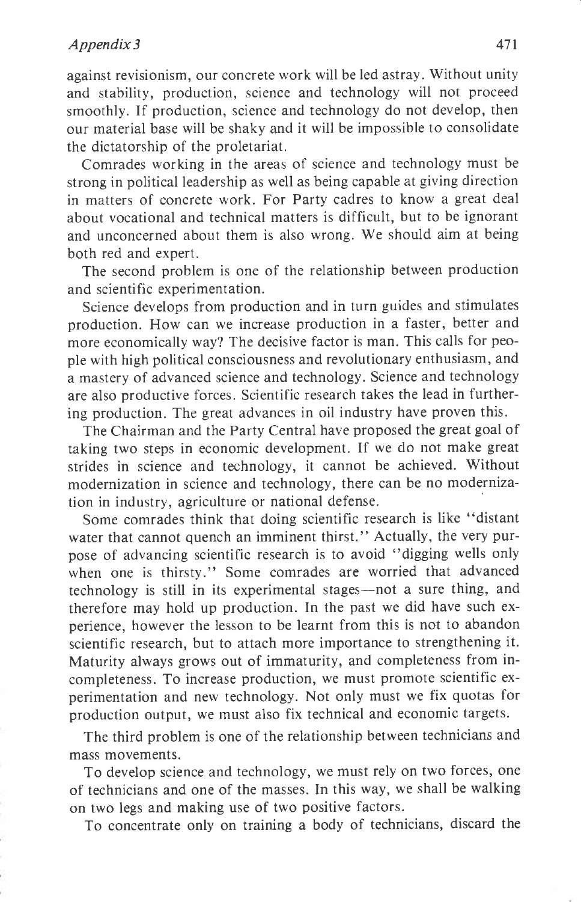against revisionism, our concrete work will be led astray. Without unity and stability, production, science and technology will not proceed smoothly. If production, science and technology do not develop, then our material base will be shaky and it will be impossible to consolidate the dictatorship of the proletariat.

Comrades working in the areas of science and technology must be strong in political leadership as well as being capable at giving direction in matters of concrete work. For Party cadres to know a great deal about vocational and technical matters is difficult, but to be ignorant and unconcerned about them is also wrong. We should aim at being both red and expert.

The second problem is one of the relationship between production and scientific experimentation.

Science develops from production and in turn guides and stimulates production. How can we increase production in a faster, better and more economically way? The decisive factor is man. This calls for people with high political consciousness and revolutionary enthusiasm, and a mastery of advanced science and technology. Science and technology are also productive forces. Scientific research takes the lead in furthering production. The great advances in oil industry have proven this.

The Chairman and the Party Central have proposed the great goal of taking two steps in economic development. If we do not make great strides in science and technology, it cannot be achieved. Without modernization in science and technology, there can be no modernization in industry, agriculture or national defense.

Some comrades think that doing scientific research is like "distant water that cannot quench an imminent thirst." Actually, the very purpose of advancing scientific research is to avoid "digging wells only when one is thirsty." Some comrades are worried that advanced technology is still in its experimental stages—not a sure thing, and therefore may hold up production. In the past we did have such experience, however the lesson to be learnt from this is not to abandon scientific research, but to attach more importance to strengthening it. Maturity always grows out of immaturity, and completeness from incompleteness. To increase production, we must promote scientific experimentation and new technology. Not only must we fix quotas for production output, we must also fix technical and economic targets.

The third problem is one of the relationship between technicians and mass movements.

To develop science and technology, we must rely on two forces, one of technicians and one of the masses. In this way, we shall be walking on two legs and making use of two positive factors.

To concentrate only on training a body of technicians, discard the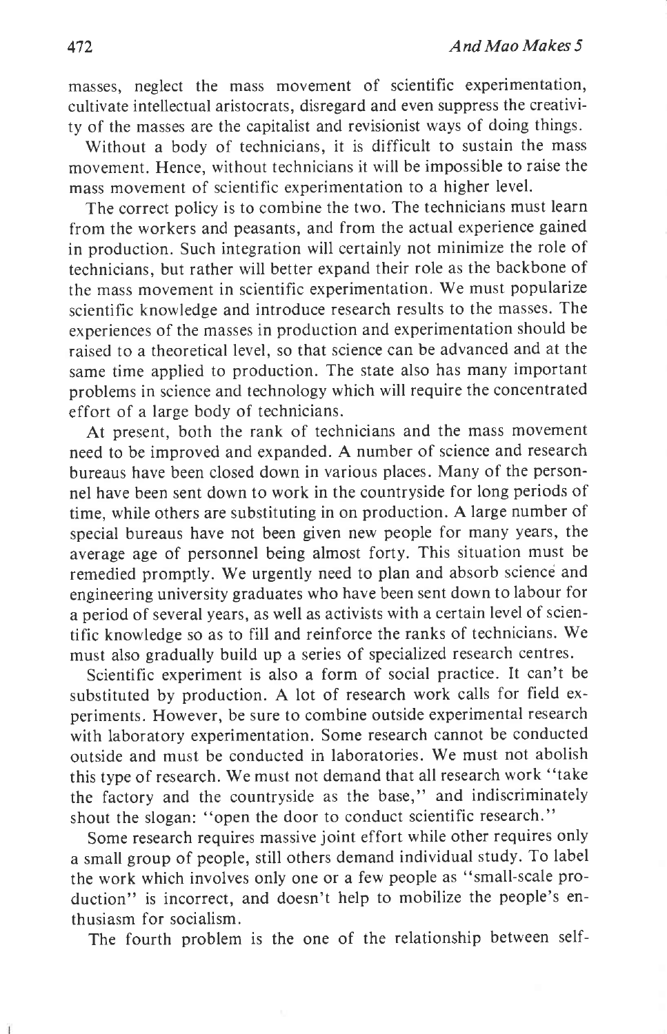masses, neglect the mass movement of scientific experimentation, cultivate intellectual aristocrats, disregard and even suppress the creativity of the masses are the capitalist and revisionist ways of doing things.

Without a body of technicians, it is difficult to sustain the mass movement. Hence, without technicians it will be impossible to raise the mass movement of scientific experimentation to a higher level.

The correct policy is to combine the two. The technicians must learn from the workers and peasants, and from the actual experience gained in production. Such integration will certainly not minimize the role of technicians, but rather will better expand their role as the backbone of the mass movement in scientific experimentation. We must popularize scientific knowledge and introduce research results to the masses. The experiences of the masses in production and experimentation should be raised to a theoretical level, so that science can be advanced and at the same time applied to production. The state also has many important problems in science and technology which will require the concentrated effort of a large body of technicians.

At present, both the rank of technicians and the mass movement need to be improved and expanded. A number of science and research bureaus have been closed down in various places. Many of the personnel have been sent down to work in the countryside for long periods of time, while others are substituting in on production. A large number of special bureaus have not been given new people for many years, the average age of personnel being almost forty. This situation must be remedied promptly. We urgently need to plan and absorb science and engineering university graduates who have been sent down to labour for a period of several years, as well as activists with a certain level of scientific knowledge so as to fill and reinforce the ranks of technicians. We must also gradually build up a series of specialized research centres.

Scientific experiment is also a form of social practice. It can't be substituted by production. A lot of research work calls for field experiments. However, be sure to combine outside experimental research with laboratory experimentation. Some research cannot be conducted outside and must be conducted in laboratories. We must not abolish this type of research. We must not demand that all research work "take the factory and the countryside as the base," and indiscriminately shout the slogan: "open the door to conduct scientific research."

Some research requires massive joint effort while other requires only a small group of people, still others demand individual study. To label the work which involves only one or a few people as "small-scale production" is incorrect, and doesn't help to mobilize the people's enthusiasm for socialism.

The fourth problem is the one of the relationship between self-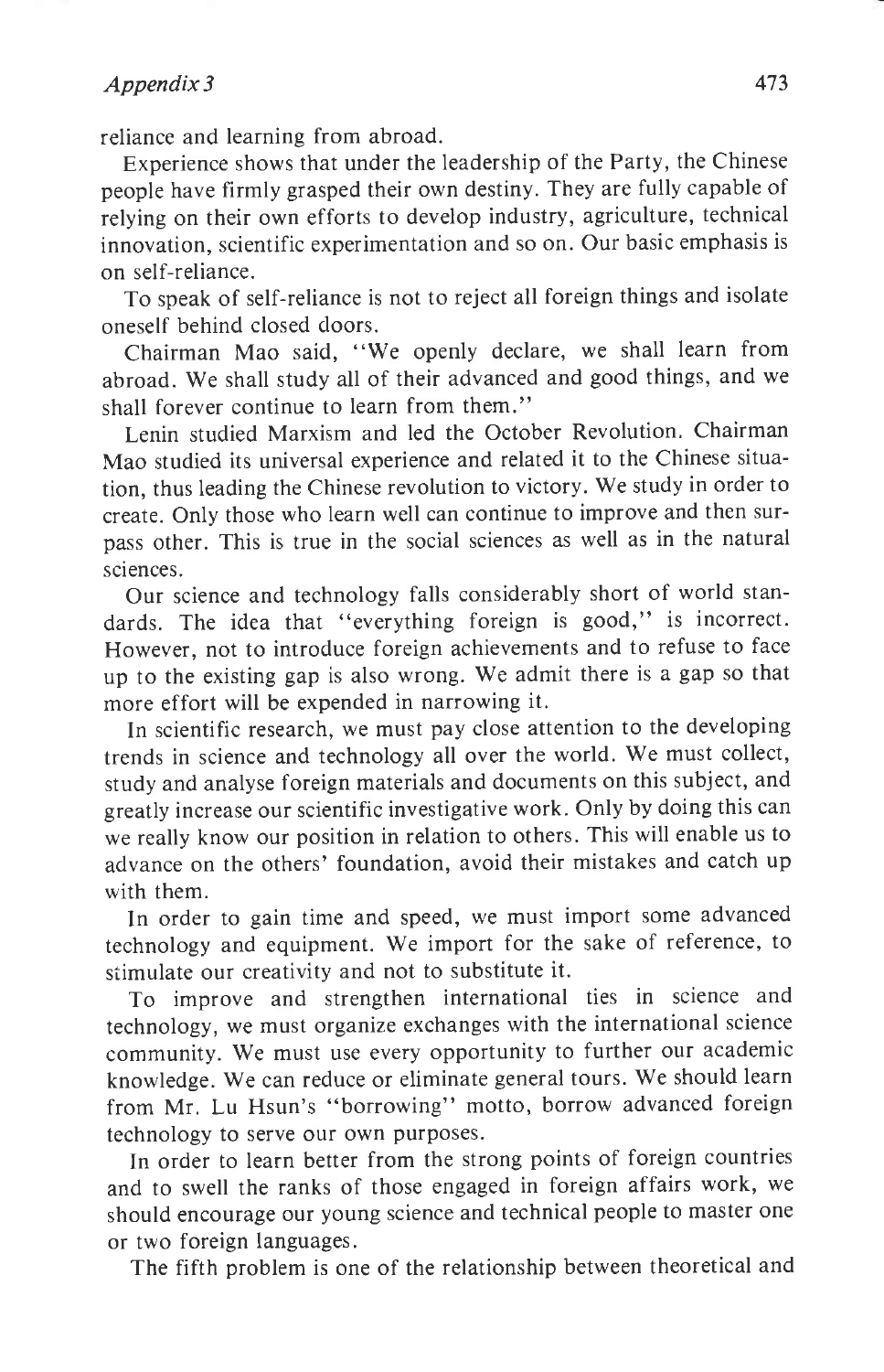reliance and learning from abroad.

Experience shows that under the leadership of the Party, the Chinese people have firmly grasped their own destiny. They are fully capable of relying on their own efforts to develop industry, agriculture, technical innovation, scientific experimentation and so on. Our basic emphasis is on self-reliance.

To speak of self-reliance is not to reject all foreign things and isolate oneself behind closed doors.

Chairman Mao said, "We openly declare, we shall learn from abroad. We shall study all of their advanced and good things, and we shall forever continue to learn from them."

Lenin studied Marxism and led the October Revolution. Chairman Mao studied its universal experience and related it to the Chinese situation, thus leading the Chinese revolution to victory. We study in order to create. Only those who learn well can continue to improve and then surpass other. This is true in the social sciences as well as in the natural sciences.

Our science and technology falls considerably short of world standards. The idea that "everything foreign is good," is incorrect. However, not to introduce foreign achievements and to refuse to face up to the existing gap is also wrong. We admit there is a gap so that more effort will be expended in narrowing it.

In scientific research, we must pay close attention to the developing trends in science and technology all over the world. We must collect, study and analyse foreign materials and documents on this subject, and greatly increase our scientific investigative work. Only by doing this can we really know our position in relation to others. This will enable us to advance on the others' foundation, avoid their mistakes and catch up with them.

In order to gain time and speed, we must import some advanced technology and equipment. We import for the sake of reference, to stimulate our creativity and not to substitute it.

To improve and strengthen international ties in science and technology, we must organize exchanges with the international science community. We must use every opportunity to further our academic knowledge. We can reduce or eliminate general tours. We should learn from Mr. Lu Hsun's "borrowing" motto, borrow advanced foreign technology to serve our own purposes.

In order to learn better from the strong points of foreign countries and to swell the ranks of those engaged in foreign affairs work, we should encourage our young science and technical people to master one or two foreign languages.

The fifth problem is one of the relationship between theoretical and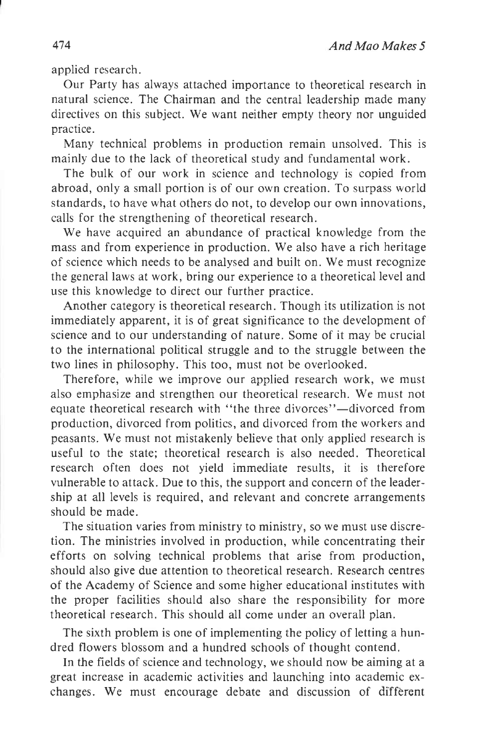applied research.

Our Party has always attached importance to theoretical research in natural science. The Chairman and the central leadership made many directives on this subject. We want neither empty theory nor unguided practice.

Many technical problems in production remain unsolved. This is mainly due to the lack of theoretical study and fundamental work.

The bulk of our work in science and technology is copied from abroad, only a small portion is of our own creation. To surpass world standards, to have what others do not, to develop our own innovations, calls for the strengthening of theoretical research.

We have acquired an abundance of practical knowledge from the mass and from experience in production. We also have a rich heritage of science which needs to be analysed and built on. We must recognize the general laws at work, bring our experience to a theoretical level and use this knowledge to direct our further practice.

Another category is theoretical research. Though its utilization is not immediately apparent, it is of great significance to the development of science and to our understanding of nature. Some of it may be crucial to the international political struggle and to the struggle between the two lines in philosophy. This too, must not be overlooked.

Therefore, while we improve our applied research work, we must also emphasize and strengthen our theoretical research. We must not equate theoretical research with "the three divorces"—divorced from production, divorced from politics, and divorced from the workers and peasants. We must not mistakenly believe that only applied research is useful to the state; theoretical research is also needed. Theoretical research often does not yield immediate results, it is therefore vulnerable to attack. Due to this, the support and concern of the leadership at all levels is required, and relevant and concrete arrangements should be made.

The situation varies from ministry to ministry, so we must use discretion. The ministries involved in production, while concentrating their efforts on solving technical problems that arise from production, should also give due attention to theoretical research. Research centres of the Academy of Science and some higher educational institutes with the proper facilities should also share the responsibility for more theoretical research. This should all come under an overall plan.

The sixth problem is one of implementing the policy of letting a hundred flowers blossom and a hundred schools of thought contend.

In the fields of science and technology, we should now be aiming at a great increase in academic activities and launching into academic exchanges. We must encourage debate and discussion of different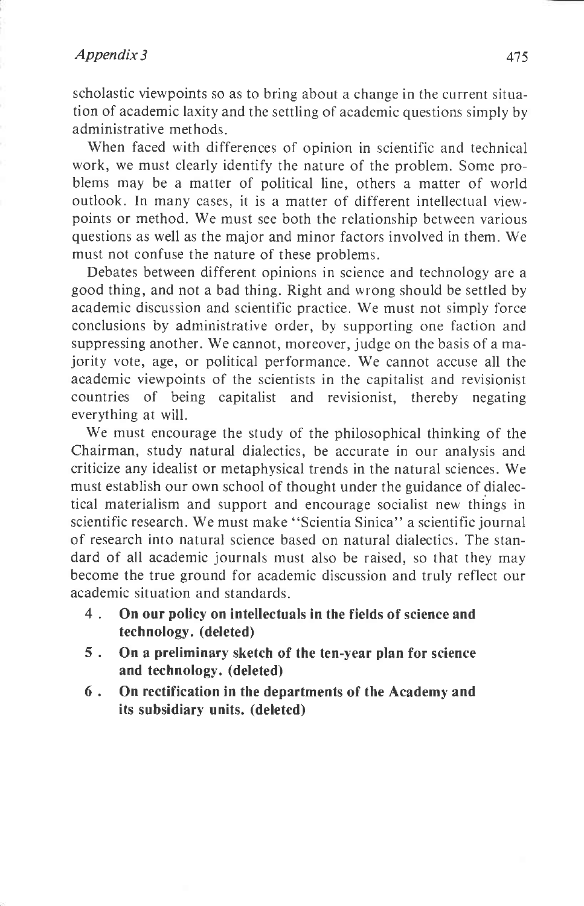scholastic viewpoints so as to bring about a change in the current situation of academic laxity and the settling of academic questions simply by administrative methods.

When faced with differences of opinion in scientific and technical work, we must clearly identify the nature of the problem. Some problems may be a matter of political line, others a matter of world outlook. In many cases, it is a matter of different intellectual viewpoints or method. We must see both the relationship between various questions as well as the major and minor factors involved in them. We must not confuse the nature of these problems.

Debates between different opinions in science and technology are a good thing, and not a bad thing. Right and wrong should be settled by academic discussion and scientific practice. We must not simply force conclusions by administrative order, by supporting one faction and suppressing another. We cannot, moreover, judge on the basis of a majority vote, age, or political performance. We cannot accuse all the academic viewpoints of the scientists in the capitalist and revisionist countries of being capitalist and revisionist, thereby negating everything at will.

We must encourage the study of the philosophical thinking of the Chairman, study natural dialectics, be accurate in our analysis and criticize any idealist or metaphysical trends in the natural sciences. We must establish our own school of thought under the guidance of dialectical materialism and support and encourage socialist new things in scientific research. We must make "Scientia Sinica" a scientific journal of research into natural science based on natural dialectics. The standard of all academic journals must also be raised, so that they may become the true ground for academic discussion and truly reflect our academic situation and standards.

4. **On our policy on intellectuals in the fields of science and technology. (deleted)**
5. **On a preliminary sketch of the ten-year plan for science and technology. (deleted)**
6. **On rectification in the departments of the Academy and its subsidiary units. (deleted)**